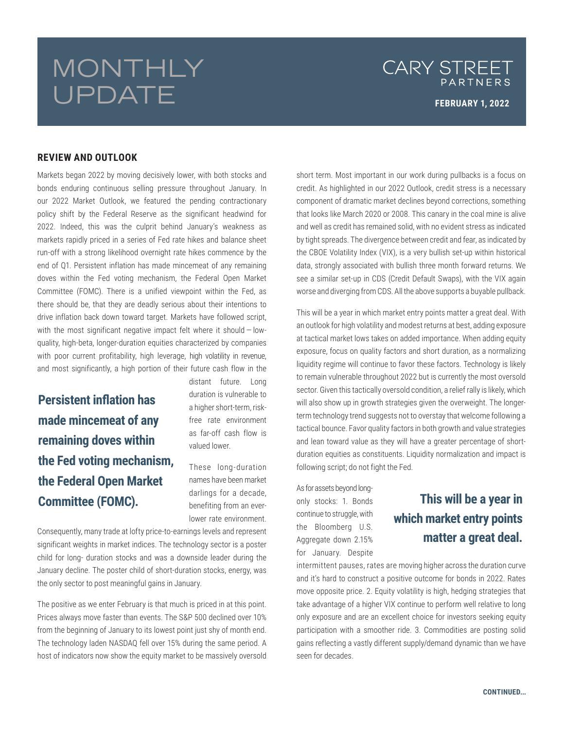# MONTHLY UPDATE

CARY STREET PARTNERS

**FEBRUARY 1, 2022**

## REVIEW AND OUTLOOK

Markets began 2022 by moving decisively lower, with both stocks and bonds enduring continuous selling pressure throughout January. In our 2022 Market Outlook, we featured the pending contractionary policy shift by the Federal Reserve as the significant headwind for 2022. Indeed, this was the culprit behind January's weakness as markets rapidly priced in a series of Fed rate hikes and balance sheet run-off with a strong likelihood overnight rate hikes commence by the end of Q1. Persistent inflation has made mincemeat of any remaining doves within the Fed voting mechanism, the Federal Open Market Committee (FOMC). There is a unified viewpoint within the Fed, as there should be, that they are deadly serious about their intentions to drive inflation back down toward target. Markets have followed script, with the most significant negative impact felt where it should – low-quality, high-beta, longer-duration equities characterized by companies with poor current profitability, high leverage, high volatility in revenue, and most significantly, a high portion of their future cash flow in the distant future. Long duration is vulnerable to a higher short-term, risk-free rate environment as far-off cash flow is valued lower.

> **Persistent inflation has made mincemeat of any remaining doves within the Fed voting mechanism, the Federal Open Market Committee (FOMC).**

These long-duration names have been market darlings for a decade, benefiting from an ever-lower rate environment. Consequently, many trade at lofty price-to-earnings levels and represent significant weights in market indices. The technology sector is a poster child for long- duration stocks and was a downside leader during the January decline. The poster child of short-duration stocks, energy, was the only sector to post meaningful gains in January.

The positive as we enter February is that much is priced in at this point. Prices always move faster than events. The S&P 500 declined over 10% from the beginning of January to its lowest point just shy of month end. The technology laden NASDAQ fell over 15% during the same period. A host of indicators now show the equity market to be massively oversold short term. Most important in our work during pullbacks is a focus on credit. As highlighted in our 2022 Outlook, credit stress is a necessary component of dramatic market declines beyond corrections, something that looks like March 2020 or 2008. This canary in the coal mine is alive and well as credit has remained solid, with no evident stress as indicated by tight spreads. The divergence between credit and fear, as indicated by the CBOE Volatility Index (VIX), is a very bullish set-up within historical data, strongly associated with bullish three month forward returns. We see a similar set-up in CDS (Credit Default Swaps), with the VIX again worse and diverging from CDS. All the above supports a buyable pullback.

This will be a year in which market entry points matter a great deal. With an outlook for high volatility and modest returns at best, adding exposure at tactical market lows takes on added importance. When adding equity exposure, focus on quality factors and short duration, as a normalizing liquidity regime will continue to favor these factors. Technology is likely to remain vulnerable throughout 2022 but is currently the most oversold sector. Given this tactically oversold condition, a relief rally is likely, which will also show up in growth strategies given the overweight. The longer-term technology trend suggests not to overstay that welcome following a tactical bounce. Favor quality factors in both growth and value strategies and lean toward value as they will have a greater percentage of short-duration equities as constituents. Liquidity normalization and impact is following script; do not fight the Fed.

> **This will be a year in which market entry points matter a great deal.**

As for assets beyond long-only stocks: 1. Bonds continue to struggle, with the Bloomberg U.S. Aggregate down 2.15% for January. Despite intermittent pauses, rates are moving higher across the duration curve and it's hard to construct a positive outcome for bonds in 2022. Rates move opposite price. 2. Equity volatility is high, hedging strategies that take advantage of a higher VIX continue to perform well relative to long only exposure and are an excellent choice for investors seeking equity participation with a smoother ride. 3. Commodities are posting solid gains reflecting a vastly different supply/demand dynamic than we have seen for decades.

**CONTINUED...**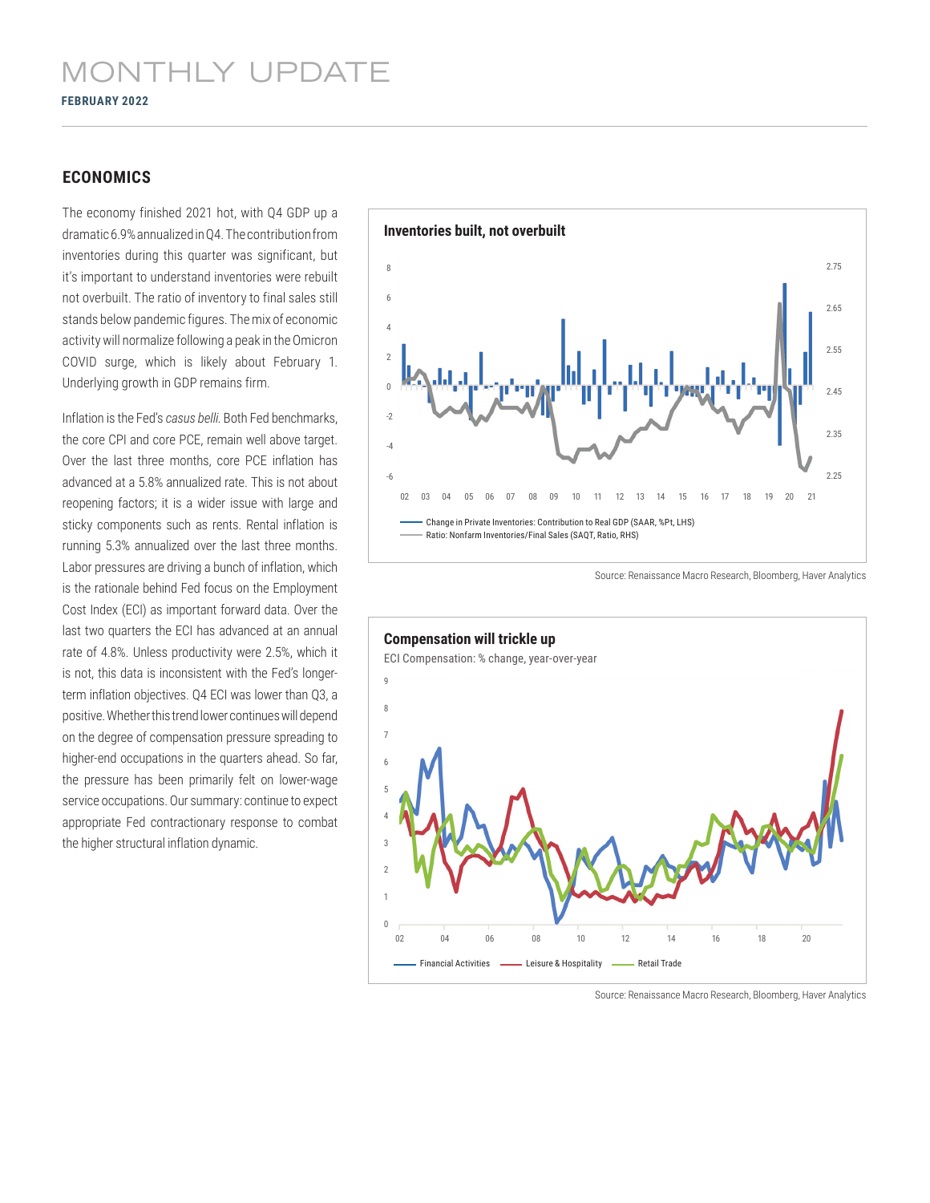# MONTHLY UPDATE

**FEBRUARY 2022**

## ECONOMICS

The economy finished 2021 hot, with Q4 GDP up a dramatic 6.9% annualized in Q4. The contribution from inventories during this quarter was significant, but it's important to understand inventories were rebuilt not overbuilt. The ratio of inventory to final sales still stands below pandemic figures. The mix of economic activity will normalize following a peak in the Omicron COVID surge, which is likely about February 1. Underlying growth in GDP remains firm.

Inflation is the Fed's *casus belli.* Both Fed benchmarks, the core CPI and core PCE, remain well above target. Over the last three months, core PCE inflation has advanced at a 5.8% annualized rate. This is not about reopening factors; it is a wider issue with large and sticky components such as rents. Rental inflation is running 5.3% annualized over the last three months. Labor pressures are driving a bunch of inflation, which is the rationale behind Fed focus on the Employment Cost Index (ECI) as important forward data. Over the last two quarters the ECI has advanced at an annual rate of 4.8%. Unless productivity were 2.5%, which it is not, this data is inconsistent with the Fed's longer-term inflation objectives. Q4 ECI was lower than Q3, a positive. Whether this trend lower continues will depend on the degree of compensation pressure spreading to higher-end occupations in the quarters ahead. So far, the pressure has been primarily felt on lower-wage service occupations. Our summary: continue to expect appropriate Fed contractionary response to combat the higher structural inflation dynamic.

**Inventories built, not overbuilt**

Change in Private Inventories: Contribution to Real GDP (SAAR, %Pt, LHS)
Ratio: Nonfarm Inventories/Final Sales (SAQT, Ratio, RHS)

Source: Renaissance Macro Research, Bloomberg, Haver Analytics

**Compensation will trickle up**

ECI Compensation: % change, year-over-year

Financial Activities, Leisure & Hospitality, Retail Trade

Source: Renaissance Macro Research, Bloomberg, Haver Analytics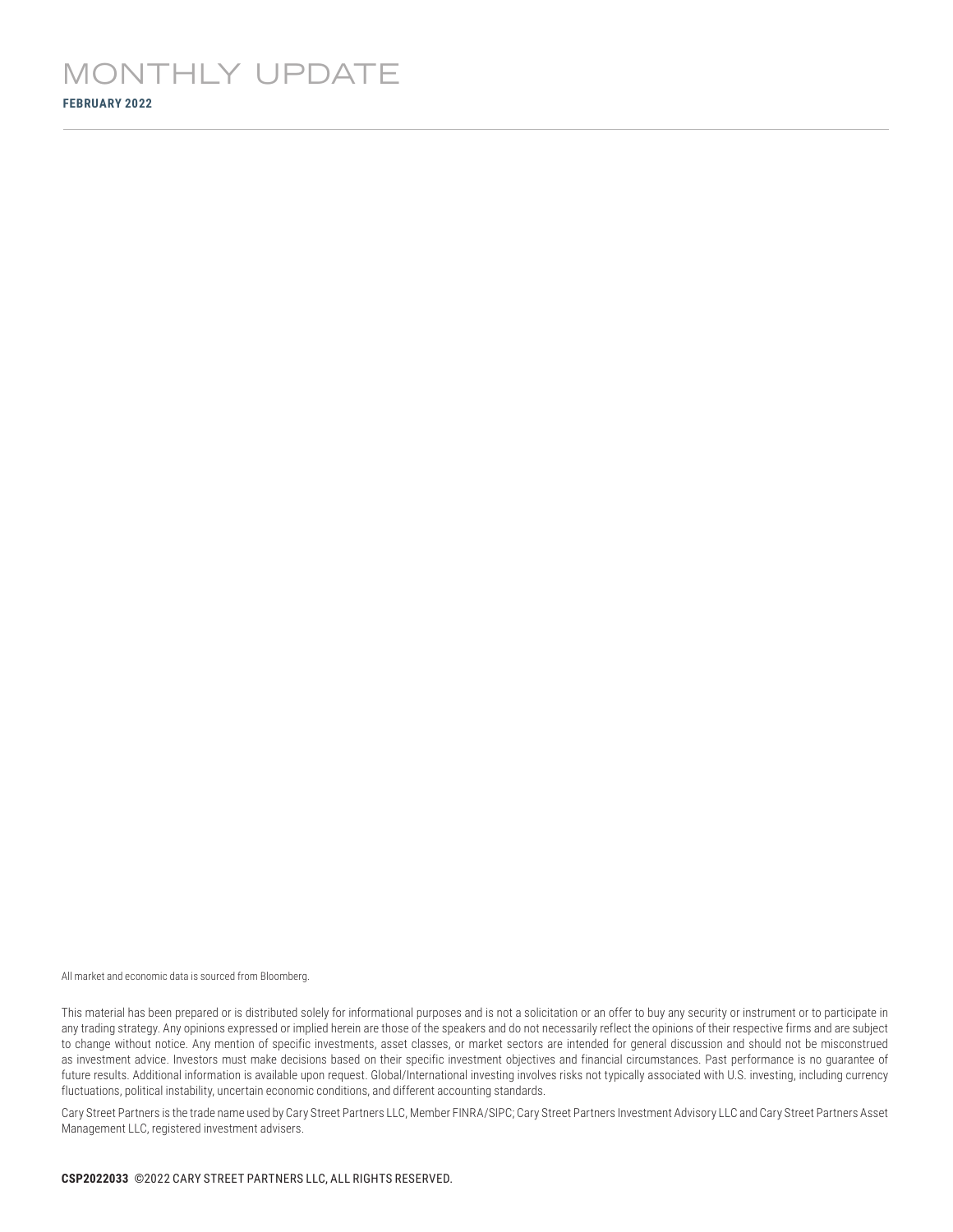# MONTHLY UPDATE

**FEBRUARY 2022**

All market and economic data is sourced from Bloomberg.

This material has been prepared or is distributed solely for informational purposes and is not a solicitation or an offer to buy any security or instrument or to participate in any trading strategy. Any opinions expressed or implied herein are those of the speakers and do not necessarily reflect the opinions of their respective firms and are subject to change without notice. Any mention of specific investments, asset classes, or market sectors are intended for general discussion and should not be misconstrued as investment advice. Investors must make decisions based on their specific investment objectives and financial circumstances. Past performance is no guarantee of future results. Additional information is available upon request. Global/International investing involves risks not typically associated with U.S. investing, including currency fluctuations, political instability, uncertain economic conditions, and different accounting standards.

Cary Street Partners is the trade name used by Cary Street Partners LLC, Member FINRA/SIPC; Cary Street Partners Investment Advisory LLC and Cary Street Partners Asset Management LLC, registered investment advisers.

**CSP2022033** ©2022 CARY STREET PARTNERS LLC, ALL RIGHTS RESERVED.